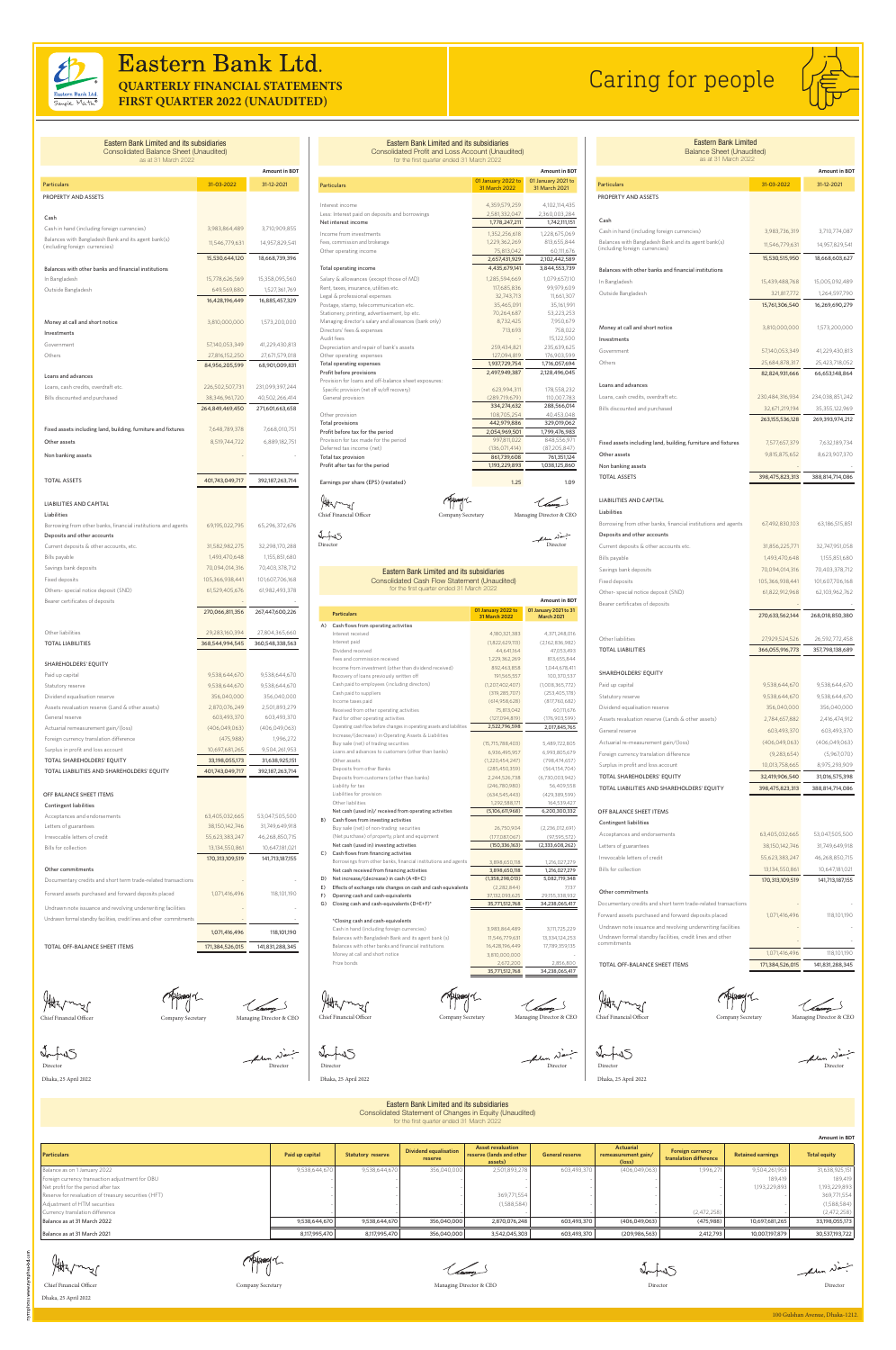# Eastern Bank Ltd.

## QUARTERLY FINANCIAL STATEMENTS
## FIRST QUARTER 2022 (UNAUDITED)

Caring for people

### Eastern Bank Limited and its subsidiaries
Consolidated Balance Sheet (Unaudited)
as at 31 March 2022

Amount in BDT

| Particulars | 31-03-2022 | 31-12-2021 |
|---|---|---|
| PROPERTY AND ASSETS | | |
| Cash | | |
| Cash in hand (including foreign currencies) | 3,983,864,489 | 3,710,909,855 |
| Balances with Bangladesh Bank and its agent bank(s) (including foreign currencies) | 11,546,779,631 | 14,957,829,541 |
| | 15,530,644,120 | 18,668,739,396 |
| Balances with other banks and financial institutions | | |
| In Bangladesh | 15,778,626,569 | 15,358,095,560 |
| Outside Bangladesh | 649,569,880 | 1,527,361,769 |
| | 16,428,196,449 | 16,885,457,329 |
| Money at call and short notice | 3,810,000,000 | 1,573,200,000 |
| Investments | | |
| Government | 57,140,053,349 | 41,229,430,813 |
| Others | 27,816,152,250 | 27,671,579,018 |
| | 84,956,205,599 | 68,901,009,831 |
| Loans and advances | | |
| Loans, cash credits, overdraft etc. | 226,502,507,731 | 231,059,397,244 |
| Bills discounted and purchased | 38,346,961,720 | 40,502,266,414 |
| | 264,849,469,450 | 271,601,663,658 |
| Fixed assets including land, building, furniture and fixtures | 7,648,789,378 | 7,668,010,751 |
| Other assets | 8,519,744,722 | 6,889,182,751 |
| Non banking assets | - | - |
| TOTAL ASSETS | 401,743,049,717 | 392,187,263,714 |
| LIABILITIES AND CAPITAL | | |
| Liabilities | | |
| Borrowing from other banks, financial institutions and agents | 69,195,022,795 | 65,296,372,676 |
| Deposits and other accounts | | |
| Current deposits & other accounts, etc. | 31,582,982,275 | 32,298,170,288 |
| Bills payable | 1,493,470,648 | 1,155,851,680 |
| Savings bank deposits | 70,094,014,316 | 70,403,378,712 |
| Fixed deposits | 105,366,938,441 | 101,607,706,168 |
| Others- special notice deposit (SND) | 61,529,405,676 | 61,982,493,378 |
| Bearer certificates of deposits | - | - |
| | 270,066,811,356 | 267,447,600,226 |
| Other liabilities | 29,283,160,394 | 27,804,365,660 |
| TOTAL LIABILITIES | 368,544,994,545 | 360,548,338,563 |
| SHAREHOLDERS' EQUITY | | |
| Paid up capital | 9,538,644,670 | 9,538,644,670 |
| Statutory reserve | 9,538,644,670 | 9,538,644,670 |
| Dividend equalisation reserve | 356,040,000 | 356,040,000 |
| Assets revaluation reserve (Land & other assets) | 2,870,076,249 | 2,501,893,279 |
| General reserve | 603,493,370 | 603,493,370 |
| Actuarial remeasurement gain/(loss) | (406,049,063) | (406,049,063) |
| Foreign currency translation difference | (475,988) | 1,996,272 |
| Surplus in profit and loss account | 10,697,681,265 | 9,504,261,953 |
| TOTAL SHAREHOLDERS' EQUITY | 33,198,055,173 | 31,638,925,151 |
| TOTAL LIABILITIES AND SHAREHOLDERS' EQUITY | 401,743,049,717 | 392,187,263,714 |
| OFF BALANCE SHEET ITEMS | | |
| Contingent liabilities | | |
| Acceptances and endorsements | 63,405,032,665 | 53,047,505,500 |
| Letters of guarantees | 38,150,142,746 | 31,749,649,918 |
| Irrevocable letters of credit | 55,623,383,247 | 46,268,850,715 |
| Bills for collection | 13,134,550,861 | 10,647,181,021 |
| | 170,313,109,519 | 141,713,187,155 |
| Other commitments | | |
| Documentary credits and short term trade-related transactions | - | - |
| Forward assets purchased and forward deposits placed | 1,071,416,496 | 118,101,190 |
| Undrawn note issuance and revolving underwriting facilities | - | - |
| Undrawn formal standby facilities, credit lines and other commitments | - | - |
| | 1,071,416,496 | 118,101,190 |
| TOTAL OFF-BALANCE SHEET ITEMS | 171,384,526,015 | 141,831,288,345 |

Chief Financial Officer — Company Secretary — Managing Director & CEO

Director — Director

Dhaka, 25 April 2022

### Eastern Bank Limited and its subsidiaries
Consolidated Profit and Loss Account (Unaudited)
for the first quarter ended 31 March 2022

Amount in BDT

| Particulars | 01 January 2022 to 31 March 2022 | 01 January 2021 to 31 March 2021 |
|---|---|---|
| Interest income | 4,359,579,259 | 4,102,114,435 |
| Less: Interest paid on deposits and borrowings | 2,581,332,047 | 2,360,003,284 |
| Net interest income | 1,778,247,211 | 1,742,111,151 |
| Income from investments | 1,352,256,618 | 1,228,675,069 |
| Fees, commission and brokerage | 1,229,362,269 | 813,655,844 |
| Other operating income | 75,813,042 | 60,111,676 |
| | 2,657,431,929 | 2,102,442,589 |
| Total operating income | 4,435,679,141 | 3,844,553,739 |
| Salary & allowances (except those of MD) | 1,285,594,669 | 1,079,657,110 |
| Rent, taxes, insurance, utilities etc. | 117,685,836 | 99,979,609 |
| Legal & professional expenses | 32,743,713 | 11,661,307 |
| Postage, stamp, telecommunication etc. | 35,465,091 | 35,161,991 |
| Stationery, printing, advertisement, bp etc. | 70,264,687 | 53,223,253 |
| Managing director's salary and allowances (bank only) | 8,732,425 | 7,950,679 |
| Directors' fees & expenses | 713,693 | 758,022 |
| Audit fees | - | 15,122,500 |
| Depreciation and repair of bank's assets | 259,434,821 | 235,639,625 |
| Other operating expenses | 127,094,819 | 176,903,599 |
| Total operating expenses | 1,937,729,754 | 1,716,057,694 |
| Profit before provisions | 2,497,949,387 | 2,128,496,045 |
| Provision for loans and off-balance sheet exposures: | | |
| Specific provision (net of w/off recovery) | 623,994,311 | 178,558,232 |
| General provision | (289,719,679) | 110,007,783 |
| | 334,274,632 | 288,566,014 |
| Other provision | 108,705,254 | 40,453,048 |
| Total provisions | 442,979,886 | 329,019,062 |
| Profit before tax for the period | 2,054,969,501 | 1,799,476,983 |
| Provision for tax made for the period | 997,811,022 | 848,556,971 |
| Deferred tax income (net) | (136,071,414) | (87,205,847) |
| Total tax provision | 861,739,608 | 761,351,124 |
| Profit after tax for the period | 1,193,229,893 | 1,038,125,860 |
| Earnings per share (EPS) (restated) | 1.25 | 1.09 |

Chief Financial Officer — Company Secretary — Managing Director & CEO

Director — Director

### Eastern Bank Limited and its subsidiaries
Consolidated Cash Flow Statement (Unaudited)
for the first quarter ended 31 March 2022

Amount in BDT

| | Particulars | 01 January 2022 to 31 March 2022 | 01 January 2021 to 31 March 2021 |
|---|---|---|---|
| A) | Cash flows from operating activities | | |
| | Interest received | 4,180,321,383 | 4,371,248,016 |
| | Interest paid | (1,822,629,113) | (2,162,836,982) |
| | Dividend received | 44,641,164 | 47,053,493 |
| | Fees and commission received | 1,229,362,269 | 813,655,844 |
| | Income from investment (other than dividend received) | 892,463,858 | 1,044,678,411 |
| | Recovery of loans previously written off | 191,565,357 | 100,370,537 |
| | Cash paid to employees (including directors) | (1,207,402,407) | (1,008,365,772) |
| | Cash paid to suppliers | (139,285,707) | (253,405,178) |
| | Income taxes paid | (614,958,628) | (817,760,682) |
| | Received from other operating activities | 75,813,042 | 60,111,676 |
| | Paid for other operating activities | (127,094,819) | (176,903,599) |
| | Operating cash flow before changes in operating assets and liabilities | 2,522,796,398 | 2,017,845,765 |
| | Increase/(decrease) in Operating Assets & Liabilities | | |
| | Buy sale (net) of trading securities | (15,715,788,403) | 5,489,722,805 |
| | Loans and advances to customers (other than banks) | 6,906,495,957 | 6,993,805,679 |
| | Other assets | (1,220,454,247) | (798,474,657) |
| | Deposits from other Banks | (285,450,359) | (564,154,704) |
| | Deposits from customers (other than banks) | 2,244,526,738 | (6,730,003,942) |
| | Liability for tax | (246,780,980) | 56,409,558 |
| | Liabilities for provision | (634,545,443) | (429,389,599) |
| | Other liabilities | 1,292,588,171 | 164,539,427 |
| | Net cash (used in)/ received from operating activities | (5,106,611,968) | 6,200,300,332 |
| B) | Cash flows from investing activities | | |
| | Buy sale (net) of non-trading securities | 26,750,904 | (2,236,012,691) |
| | (Net purchase) of property, plant and equipment | (177,087,067) | (97,595,572) |
| | Net cash (used in) investing activities | (150,336,163) | (2,333,608,262) |
| C) | Cash flows from financing activities | | |
| | Borrowings from other banks, financial institutions and agents | 3,898,650,118 | 1,216,027,279 |
| | Net cash received from financing activities | 3,898,650,118 | 1,216,027,279 |
| D) | Net increase/(decrease) in cash (A+B+C) | (1,358,298,013) | 5,082,719,349 |
| E) | Effects of exchange rate changes on cash and cash equivalents | (2,282,844) | 7,137 |
| F) | Opening cash and cash-equivalents | 37,132,093,625 | 29,155,338,932 |
| G) | Closing cash and cash-equivalents (D+E+F)* | 35,771,512,768 | 34,238,065,417 |
| | *Closing cash and cash-equivalents | | |
| | Cash in hand (including foreign currencies) | 3,983,864,489 | 3,111,725,229 |
| | Balances with Bangladesh Bank and its agent bank (s) | 11,546,779,631 | 13,334,124,253 |
| | Balances with other banks and financial institutions | 16,428,196,449 | 17,789,359,135 |
| | Money at call and short notice | 3,810,000,000 | - |
| | Prize bonds | 2,672,200 | 2,856,800 |
| | | 35,771,512,768 | 34,238,065,417 |

Chief Financial Officer — Company Secretary — Managing Director & CEO

Director — Director

Dhaka, 25 April 2022

### Eastern Bank Limited
Balance Sheet (Unaudited)
as at 31 March 2022

Amount in BDT

| Particulars | 31-03-2022 | 31-12-2021 |
|---|---|---|
| PROPERTY AND ASSETS | | |
| Cash | | |
| Cash in hand (including foreign currencies) | 3,983,736,319 | 3,710,774,087 |
| Balances with Bangladesh Bank and its agent bank(s) (including foreign currencies) | 11,546,779,631 | 14,957,829,541 |
| | 15,530,515,950 | 18,668,603,627 |
| Balances with other banks and financial institutions | | |
| In Bangladesh | 15,439,488,768 | 15,005,092,489 |
| Outside Bangladesh | 321,817,772 | 1,264,597,790 |
| | 15,761,306,540 | 16,269,690,279 |
| Money at call and short notice | 3,810,000,000 | 1,573,200,000 |
| Investments | | |
| Government | 57,140,053,349 | 41,229,430,813 |
| Others | 25,684,878,317 | 25,423,718,052 |
| | 82,824,931,666 | 66,653,148,864 |
| Loans and advances | | |
| Loans, cash credits, overdraft etc. | 230,484,316,934 | 234,038,851,242 |
| Bills discounted and purchased | 32,671,219,194 | 35,355,122,969 |
| | 263,155,536,128 | 269,393,974,212 |
| Fixed assets including land, building, furniture and fixtures | 7,577,657,379 | 7,632,189,734 |
| Other assets | 9,815,875,652 | 8,623,907,370 |
| Non banking assets | - | - |
| TOTAL ASSETS | 398,475,823,313 | 388,814,714,086 |
| LIABILITIES AND CAPITAL | | |
| Liabilities | | |
| Borrowing from other banks, financial institutions and agents | 67,492,830,103 | 63,186,515,851 |
| Deposits and other accounts | | |
| Current deposits & other accounts etc. | 31,856,225,771 | 32,747,951,058 |
| Bills payable | 1,493,470,648 | 1,155,851,680 |
| Savings bank deposits | 70,094,014,316 | 70,403,378,712 |
| Fixed deposits | 105,366,938,441 | 101,607,706,168 |
| Other- special notice deposit (SND) | 61,822,912,968 | 62,103,962,762 |
| Bearer certificates of deposits | - | - |
| | 270,633,562,144 | 268,018,850,380 |
| Other liabilities | 27,929,524,526 | 26,592,772,458 |
| TOTAL LIABILITIES | 366,055,916,773 | 357,798,138,689 |
| SHAREHOLDERS' EQUITY | | |
| Paid up capital | 9,538,644,670 | 9,538,644,670 |
| Statutory reserve | 9,538,644,670 | 9,538,644,670 |
| Dividend equalisation reserve | 356,040,000 | 356,040,000 |
| Assets revaluation reserve (Lands & other assets) | 2,784,657,882 | 2,416,474,912 |
| General reserve | 603,493,370 | 603,493,370 |
| Actuarial re-measurement gain/(loss) | (406,049,063) | (406,049,063) |
| Foreign currency translation difference | (9,283,654) | (5,967,070) |
| Surplus in profit and loss account | 10,013,758,665 | 8,975,293,909 |
| TOTAL SHAREHOLDERS' EQUITY | 32,419,906,540 | 31,016,575,398 |
| TOTAL LIABILITIES AND SHAREHOLDERS' EQUITY | 398,475,823,313 | 388,814,714,086 |
| OFF BALANCE SHEET ITEMS | | |
| Contingent liabilities | | |
| Acceptances and endorsements | 63,405,032,665 | 53,047,505,500 |
| Letters of guarantees | 38,150,142,746 | 31,749,649,918 |
| Irrevocable letters of credit | 55,623,383,247 | 46,268,850,715 |
| Bills for collection | 13,134,550,861 | 10,647,181,021 |
| | 170,313,109,519 | 141,713,187,155 |
| Other commitments | | |
| Documentary credits and short term trade-related transactions | - | - |
| Forward assets purchased and forward deposits placed | 1,071,416,496 | 118,101,190 |
| Undrawn note issuance and revolving underwriting facilities | - | - |
| Undrawn formal standby facilities, credit lines and other commitments | - | - |
| | 1,071,416,496 | 118,101,190 |
| TOTAL OFF-BALANCE SHEET ITEMS | 171,384,526,015 | 141,831,288,345 |

Chief Financial Officer — Company Secretary — Managing Director & CEO

Director — Director

Dhaka, 25 April 2022

### Eastern Bank Limited and its subsidiaries
Consolidated Statement of Changes in Equity (Unaudited)
for the first quarter ended 31 March 2022

Amount in BDT

| Particulars | Paid up capital | Statutory reserve | Dividend equalisation reserve | Asset revaluation reserve (lands and other assets) | General reserve | Actuarial remeasurement gain/ (loss) | Foreign currency translation difference | Retained earnings | Total equity |
|---|---|---|---|---|---|---|---|---|---|
| Balance as on 1 January 2022 | 9,538,644,670 | 9,538,644,670 | 356,040,000 | 2,501,893,278 | 603,493,370 | (406,049,063) | 1,996,271 | 9,504,261,953 | 31,638,925,151 |
| Foreign currency transaction adjustment for OBU | - | - | - | - | - | - | - | 189,419 | 189,419 |
| Net profit for the period after tax | - | - | - | - | - | - | - | 1,193,229,893 | 1,193,229,893 |
| Reserve for revaluation of treasury securities (HFT) | - | - | - | 369,771,554 | - | - | - | - | 369,771,554 |
| Adjustment of HTM securities | - | - | - | (1,588,584) | - | - | - | - | (1,588,584) |
| Currency translation difference | - | - | - | - | - | - | (2,472,258) | - | (2,472,258) |
| Balance as at 31 March 2022 | 9,538,644,670 | 9,538,644,670 | 356,040,000 | 2,870,076,248 | 603,493,370 | (406,049,063) | (475,988) | 10,697,681,265 | 33,198,055,173 |
| Balance as at 31 March 2021 | 8,117,995,470 | 8,117,995,470 | 356,040,000 | 3,542,045,303 | 603,493,370 | (209,986,563) | 2,412,793 | 10,007,197,879 | 30,537,193,722 |

Chief Financial Officer — Company Secretary — Managing Director & CEO — Director — Director

Dhaka, 25 April 2022

100 Gulshan Avenue, Dhaka-1212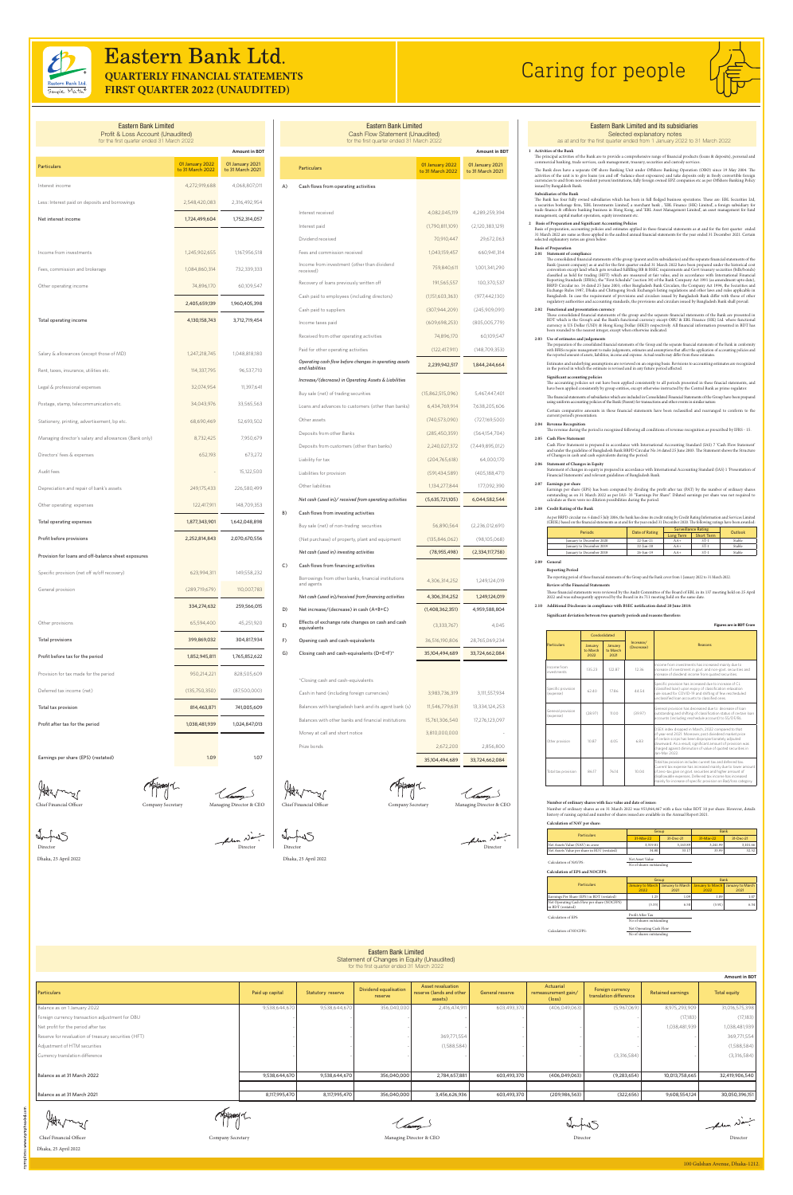# Eastern Bank Ltd.

## QUARTERLY FINANCIAL STATEMENTS FIRST QUARTER 2022 (UNAUDITED)

Caring for people

## Eastern Bank Limited
### Profit & Loss Account (Unaudited)
for the first quarter ended 31 March 2022

Amount in BDT

| Particulars | 01 January 2022 to 31 March 2022 | 01 January 2021 to 31 March 2021 |
|---|---|---|
| Interest income | 4,272,919,688 | 4,068,807,011 |
| Less: Interest paid on deposits and borrowings | 2,548,420,083 | 2,316,492,954 |
| Net interest income | 1,724,499,604 | 1,752,314,057 |
| Income from investments | 1,245,902,655 | 1,167,956,518 |
| Fees, commission and brokerage | 1,084,860,314 | 732,339,333 |
| Other operating income | 74,896,170 | 60,109,547 |
| | 2,405,659,139 | 1,960,405,398 |
| Total operating income | 4,130,158,743 | 3,712,719,454 |
| Salary & allowances (except those of MD) | 1,247,218,745 | 1,048,818,180 |
| Rent, taxes, insurance, utilities etc. | 114,337,795 | 96,537,710 |
| Legal & professional expenses | 32,074,954 | 11,397,641 |
| Postage, stamp, telecommunication etc. | 34,043,976 | 33,565,563 |
| Stationary, printing, advertisement, bp etc. | 68,690,469 | 52,693,502 |
| Managing director's salary and allowances (Bank only) | 8,732,425 | 7,950,679 |
| Directors' fees & expenses | 652,193 | 673,272 |
| Audit fees | - | 15,122,500 |
| Depreciation and repair of bank's assets | 249,175,433 | 226,580,499 |
| Other operating expenses | 122,417,911 | 148,709,353 |
| Total operating expenses | 1,877,343,901 | 1,642,048,898 |
| Profit before provisions | 2,252,814,843 | 2,070,670,556 |
| Provision for loans and off-balance sheet exposures | | |
| Specific provision (net off w/off recovery) | 623,994,311 | 149,558,232 |
| General provision | (289,719,679) | 110,007,783 |
| | 334,274,632 | 259,566,015 |
| Other provisions | 65,594,400 | 45,251,920 |
| Total provisions | 399,869,032 | 304,817,934 |
| Profit before tax for the period | 1,852,945,811 | 1,765,852,622 |
| Provision for tax made for the period | 950,214,221 | 828,505,609 |
| Deferred tax income (net) | (135,750,350) | (87,500,000) |
| Total tax provision | 814,463,871 | 741,005,609 |
| Profit after tax for the period | 1,038,481,939 | 1,024,847,013 |
| Earnings per share (EPS) (restated) | 1.09 | 1.07 |

Chief Financial Officer | Company Secretary | Managing Director & CEO

Director | Director

Dhaka, 25 April 2022

## Eastern Bank Limited
### Cash Flow Statement (Unaudited)
for the first quarter ended 31 March 2022

Amount in BDT

| | Particulars | 01 January 2022 to 31 March 2022 | 01 January 2021 to 31 March 2021 |
|---|---|---|---|
| A) | Cash flows from operating activities | | |
| | Interest received | 4,082,045,119 | 4,289,259,394 |
| | Interest paid | (1,790,811,109) | (2,120,383,129) |
| | Dividend received | 70,910,447 | 29,672,063 |
| | Fees and commission received | 1,043,159,457 | 660,941,314 |
| | Income from investment (other than dividend received) | 759,840,611 | 1,001,341,290 |
| | Recovery of loans previously written off | 191,565,557 | 100,370,537 |
| | Cash paid to employees (including directors) | (1,151,633,363) | (977,442,130) |
| | Cash paid to suppliers | (307,944,209) | (245,909,091) |
| | Income taxes paid | (609,698,253) | (805,005,779) |
| | Received from other operating activities | 74,896,170 | 60,109,547 |
| | Paid for other operating activities | (122,417,911) | (148,709,353) |
| | *Operating cash flow before changes in operating assets and liabilities* | 2,239,942,517 | 1,844,244,664 |
| | *Increase/(decrease) in Operating Assets & Liabilities* | | |
| | Buy sale (net) of trading securities | (15,862,515,096) | 5,467,447,401 |
| | Loans and advances to customers (other than banks) | 6,434,769,914 | 7,638,205,606 |
| | Other assets | (740,573,090) | (727,169,500) |
| | Deposits from other Banks | (285,450,359) | (564,154,704) |
| | Deposits from customers (other than banks) | 2,240,027,372 | (7,449,895,012) |
| | Liability for tax | (204,765,618) | 64,000,170 |
| | Liabilities for provision | (591,434,589) | (405,188,471) |
| | Other liabilities | 1,134,277,844 | 177,092,390 |
| | *Net cash (used in)/ received from operating activities* | (5,635,721,105) | 6,044,582,544 |
| B) | Cash flows from investing activities | | |
| | Buy sale (net) of non-trading securities | 56,890,564 | (2,236,012,691) |
| | (Net purchase) of property, plant and equipment | (135,846,062) | (98,105,068) |
| | *Net cash (used in) investing activities* | (78,955,498) | (2,334,117,758) |
| C) | Cash flows from financing activities | | |
| | Borrowings from other banks, financial institutions and agents | 4,306,314,252 | 1,249,124,019 |
| | *Net cash (used in)/received from financing activities* | 4,306,314,252 | 1,249,124,019 |
| D) | Net increase/(decrease) in cash (A+B+C) | (1,408,362,351) | 4,959,588,804 |
| E) | Effects of exchange rate changes on cash and cash equivalents | (3,333,767) | 4,045 |
| F) | Opening cash and cash-equivalents | 36,516,190,806 | 28,765,069,234 |
| G) | Closing cash and cash-equivalents (D+E+F)* | 35,104,494,689 | 33,724,662,084 |
| | *Closing cash and cash-equivalents | | |
| | Cash in hand (including foreign currencies) | 3,983,736,319 | 3,111,557,934 |
| | Balances with bangladesh bank and its agent bank (s) | 11,546,779,631 | 13,334,124,253 |
| | Balances with other banks and financial institutions | 15,761,306,540 | 17,276,123,097 |
| | Money at call and short notice | 3,810,000,000 | - |
| | Prize bonds | 2,672,200 | 2,856,800 |
| | | 35,104,494,689 | 33,724,662,084 |

Chief Financial Officer | Company Secretary | Managing Director & CEO

Director | Director

Dhaka, 25 April 2022

## Eastern Bank Limited and its subsidiaries
### Selected explanatory notes
as at and for the first quarter ended from 1 January 2022 to 31 March 2022

**1 Activities of the Bank**

The principal activities of the Bank are to provide a comprehensive range of financial products (loans & deposits), personal and commercial banking, trade services, cash management, treasury, securities and custody services.

The Bank does have a separate Off shore Banking Unit under Offshore Banking Operation (OBO) since 19 May 2004. The activities of the unit is to give loans (on and off balance sheet exposures) and take deposits only in freely convertible foreign currencies to and from non-resident person/institutions, fully foreign owned EPZ companies etc as per Offshore Banking Policy issued by Bangladesh Bank.

**Subsidiaries of the Bank**

The Bank has four fully owned subsidiaries which has been in full fledged business operations. These are: EBL Securities Ltd, a securities brokerage firm, 'EBL Investments Limited', a merchant bank, 'EBL Finance (HK) Limited', a foreign subsidiary for trade finance & offshore banking business in Hong Kong, and 'EBL Asset Management Limited', an asset management for fund management, capital market operation, equity investment etc.

**2 Basis of Preparation and Significant Accounting Policies**

Basis of preparation, accounting policies and estimates applied in these financial statements as at and for the first quarter ended 31 March 2022 are same as those applied in the audited annual financial statements for the year ended 31 December 2021. Certain selected explanatory notes are given below:

**Basis of Preparation**

**2.01 Statement of compliance**

The consolidated financial statements of the group (parent and its subsidiaries) and the separate financial statements of the Bank (parent company) as at and for the first quarter ended 31 March 2022 have been prepared under the historical cost convention except land which gets revalued fulfilling BB & BSEC requirements and Govt treasury securities (bills/bonds) classified as held for trading (HFT) which are measured at fair value, and in accordance with International Financial Reporting Standards (IFRSs), the "First Schedule" (section 38) of the Bank Company Act 1991 (as amendment upto date), BRPD Circular no. 14 dated 25 June 2003, other Bangladesh Bank Circulars, the Company Act 1994, the Securities and Exchange Rules 1987, Dhaka and Chittagong Stock Exchange's listing regulations and other laws and rules applicable in Bangladesh. In case the requirement of provisions and circulars issued by Bangladesh Bank differ with those of other regulatory authorities and accounting standards, the provisions and circulars issued by Bangladesh Bank shall prevail.

**2.02 Functional and presentation currency**

These consolidated financial statements of the group and the separate financial statements of the Bank are presented in BDT which is the Group's and the Bank's functional currency except OBU & EBL Finance (HK) Ltd. where functional currency is US Dollar (USD) & Hong Kong Dollar (HKD) respectively. All financial information presented in BDT has been rounded to the nearest integer, except when otherwise indicated.

**2.03 Use of estimates and judgements**

The preparation of the consolidated financial statements of the Group and the separate financial statements of the Bank in conformity with IFRSs requires management to make judgements, estimates and assumptions that affect the application of accounting policies and the reported amount of assets, liabilities, income and expense. Actual results may differ from these estimates.

Estimates and underlying assumptions are reviewed on an ongoing basis. Revisions to accounting estimates are recognized in the period in which the estimate is revised and in any future period affected.

**Significant accounting policies**

The accounting policies set out have been applied consistently to all periods presented in these financial statements, and have been applied consistently by group entities, except otherwise instructed by the Central Bank as prime regulator.

The financial statements of subsidiaries which are included in Consolidated Financial Statements of the Group have been prepared using uniform accounting policies of the Bank (Parent) for transactions and other events in similar nature.

Certain comparative amounts in these financial statements have been reclassified and rearranged to conform to the current period's presentation.

**2.04 Revenue Recognition**

The revenue during the period is recognized following all conditions of revenue recognition as prescribed by IFRS - 15.

**2.05 Cash Flow Statement**

Cash Flow Statement is prepared in accordance with International Accounting Standard (IAS) 7 "Cash Flow Statement" and under the guideline of Bangladesh Bank BRPD Circular No.14 dated 25 June 2003. The Statement shows the Structure of Changes in cash and cash equivalents during the period.

**2.06 Statement of Changes in Equity**

Statement of changes in equity is prepared in accordance with International Accounting Standard (IAS) 1 'Presentation of Financial Statements' and relevant guidelines of Bangladesh Bank.

**2.07 Earnings per share**

Earnings per share (EPS) has been computed by dividing the profit after tax (PAT) by the number of ordinary shares outstanding as on 31 March 2022 as per IAS- 33 "Earnings Per Share". Diluted earnings per share was not required to calculate as there were no dilution possibilities during the period.

**2.08 Credit Rating of the Bank**

As per BRPD circular no. 6 dated 5 July 2006, the bank has done its credit rating by Credit Rating Information and Services Limited (CRISL) based on the financial statements as at and for the year ended 31 December 2020. The following ratings have been awarded:

| Periods | Date of Rating | Surveillance Rating | | Outlook |
|---|---|---|---|---|
| | | Long Term | Short Term | |
| January to December 2020 | 22-Jun-21 | AA+ | ST-1 | Stable |
| January to December 2019 | 22-Jun-20 | AA+ | ST-1 | Stable |
| January to December 2018 | 26-Jun-19 | AA+ | ST-1 | Stable |

**2.09 General**

**Reporting Period**

The reporting period of these financial statements of the Group and the Bank cover from 1 January 2022 to 31 March 2022.

**Review of the Financial Statements**

These financial statements were reviewed by the Audit Committee of the Board of EBL in its 137 meeting held on 25 April 2022 and was subsequently approved by the Board in its 713 meeting held on the same date.

**2.10 Additional Disclosure in compliance with BSEC notification dated 20 June 2018:**

**Significant deviation between two quarterly periods and reasons therefore:**

Figures are in BDT Crore

| Particulars | Consolidated | | Increase/ (Decrease) | Reasons |
|---|---|---|---|---|
| | January to March 2022 | January to March 2021 | | |
| Income from investments | 135.23 | 122.87 | 12.36 | Income from investments has increased mainly due to increase of investment in govt. and non-govt. securities and increase of dividend income from quoted securities. |
| Specific provision (expense) | 62.40 | 17.86 | 44.54 | Specific provision has increased due to increase of CL (classified loan) upon expiry of classification relaxation rule issued for COVID-19 and shifting of few rescheduled unclassified loan accounts to classified ones. |
| General provision (expense) | (28.97) | 11.00 | (39.97) | General provision has decreased due to decrease of loan outstanding and shifting of unclassified status of certain loan accounts (including rescheduled account) to SS/DF/BL. |
| Other provision | 10.87 | 4.95 | 6.83 | DSEX index dropped in March, 2022 compared to that of year-end 2021. Moreover, post dividend market price of certain scrips has been disproportionately adjusted downward. As a result, significant amount of provision was charged against diminution of value of quoted securities in Jan-Mar, 2022. |
| Total tax provision | 84.17 | 74.14 | 10.04 | Total tax provision includes current tax and deferred tax. current tax expense has increased mainly due to lower amount of zero-tax gain on govt. securities and higher amount of disallowable expenses. Deferred tax income has increased mainly for increase of specific provision on Bad/loss category. |

**Number of ordinary shares with face value and date of issues:**

Number of ordinary shares as on 31 March 2022 was 953,864,467 with a face value BDT 10 per share. However, details history of raising capital and number of shares issued are available in the Annual Report 2021.

**Calculation of NAV per share:**

| Particulars | Group | | Bank | |
|---|---|---|---|---|
| | 31-Mar-22 | 31-Dec-21 | 31-Mar-22 | 31-Dec-21 |
| Net Assets Value (NAV) in crore | 3,310.82 | 3,163.89 | 3,241.99 | 3,101.66 |
| Net Assets Value per share in BDT (restated) | 34.88 | 33.17 | 33.99 | 32.52 |

Calculation of NAVPS: Net Asset Value / No of shares outstanding

**Calculation of EPS and NOCFPS:**

| Particulars | Group | | Bank | |
|---|---|---|---|---|
| | January to March 2022 | January to March 2021 | January to March 2022 | January to March 2021 |
| Earnings Per Share (EPS) in BDT (restated) | 1.25 | 1.08 | 1.09 | 1.07 |
| Net Operating Cash Flow Per Share (NOCFPS) in BDT (restated) | (5.35) | 6.18 | (5.91) | 6.34 |

Calculation of EPS: Profit After Tax / No of shares outstanding

Calculation of NOCFPS: Net Operating Cash Flow / No of shares outstanding

## Eastern Bank Limited
### Statement of Changes in Equity (Unaudited)
for the first quarter ended 31 March 2022

Amount in BDT

| Particulars | Paid up capital | Statutory reserve | Dividend equalisation reserve | Asset revaluation reserve (lands and other assets) | General reserve | Actuarial remeasurement gain/ (loss) | Foreign currency translation difference | Retained earnings | Total equity |
|---|---|---|---|---|---|---|---|---|---|
| Balance as on 1 January 2022 | 9,538,644,670 | 9,538,644,670 | 356,040,000 | 2,416,474,911 | 603,493,370 | (406,049,063) | (5,967,069) | 8,975,293,909 | 31,016,575,398 |
| Foreign currency transaction adjustment for OBU | - | - | - | - | - | - | - | (17,183) | (17,183) |
| Net profit for the period after tax | - | - | - | - | - | - | - | 1,038,481,939 | 1,038,481,939 |
| Reserve for revaluation of treasury securities (HFT) | - | - | - | 369,771,554 | - | - | - | - | 369,771,554 |
| Adjustment of HTM securities | - | - | - | (1,588,584) | - | - | - | - | (1,588,584) |
| Currency translation difference | - | - | - | - | - | - | (3,316,584) | - | (3,316,584) |
| Balance as at 31 March 2022 | 9,538,644,670 | 9,538,644,670 | 356,040,000 | 2,784,657,881 | 603,493,370 | (406,049,063) | (9,283,654) | 10,013,758,665 | 32,419,906,540 |
| Balance as at 31 March 2021 | 8,117,995,470 | 8,117,995,470 | 356,040,000 | 3,456,626,936 | 603,493,370 | (209,986,563) | (322,656) | 9,608,554,124 | 30,050,396,151 |

Chief Financial Officer | Company Secretary | Managing Director & CEO | Director | Director

Dhaka, 25 April 2022

100 Gulshan Avenue, Dhaka-1212.